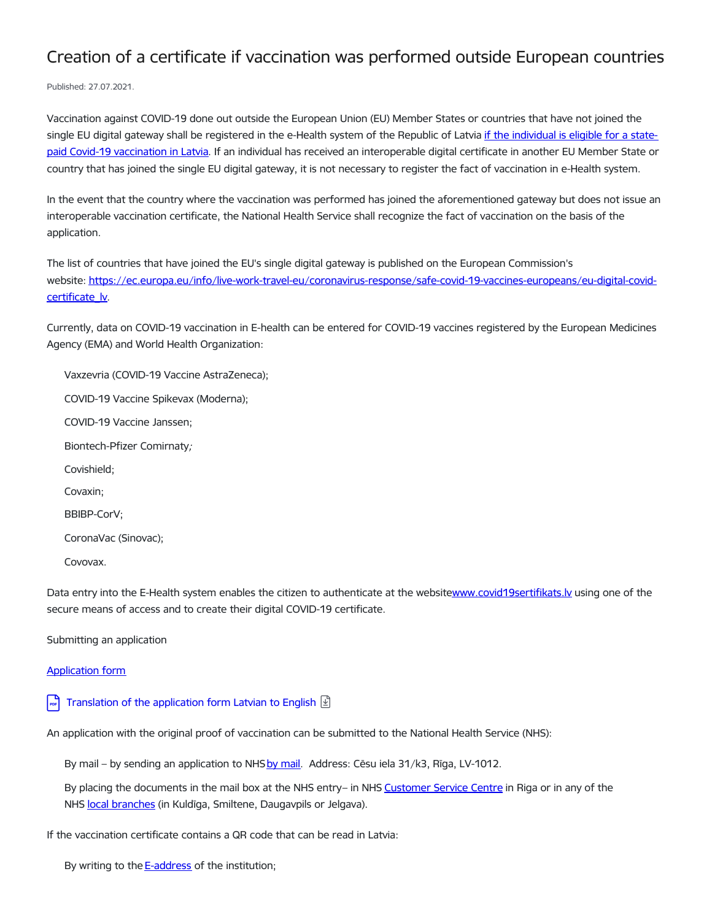# Creation of a certificate if vaccination was performed outside European countries

Published: 27.07.2021.

Vaccination against COVID-19 done out outside the European Union (EU) Member States or countries that have not joined the single EU digital gateway shall be registered in the e-Health system of the Republic of Latvia if the individual is eligible for a state-paid Covid-19 vaccination in Latvia. If an individual has received an interoperable digital certificate in another EU Member State or country that has joined the single EU digital gateway, it is not necessary to register the fact of vaccination in e-Health system.

In the event that the country where the vaccination was performed has joined the aforementioned gateway but does not issue an interoperable vaccination certificate, the National Health Service shall recognize the fact of vaccination on the basis of the application.

The list of countries that have joined the EU's single digital gateway is published on the European Commission's website: https://ec.europa.eu/info/live-work-travel-eu/coronavirus-response/safe-covid-19-vaccines-europeans/eu-digital-covid-certificate_lv.

Currently, data on COVID-19 vaccination in E-health can be entered for COVID-19 vaccines registered by the European Medicines Agency (EMA) and World Health Organization:

- Vaxzevria (COVID-19 Vaccine AstraZeneca);
- COVID-19 Vaccine Spikevax (Moderna);
- COVID-19 Vaccine Janssen;
- Biontech-Pfizer Comirnaty;
- Covishield;
- Covaxin;
- BBIBP-CorV;
- CoronaVac (Sinovac);
- Covovax.

Data entry into the E-Health system enables the citizen to authenticate at the website www.covid19sertifikats.lv using one of the secure means of access and to create their digital COVID-19 certificate.

Submitting an application

Application form

Translation of the application form Latvian to English

An application with the original proof of vaccination can be submitted to the National Health Service (NHS):

- By mail – by sending an application to NHS by mail. Address: Cēsu iela 31/k3, Rīga, LV-1012.
- By placing the documents in the mail box at the NHS entry– in NHS Customer Service Centre in Riga or in any of the NHS local branches (in Kuldīga, Smiltene, Daugavpils or Jelgava).

If the vaccination certificate contains a QR code that can be read in Latvia:

- By writing to the E-address of the institution;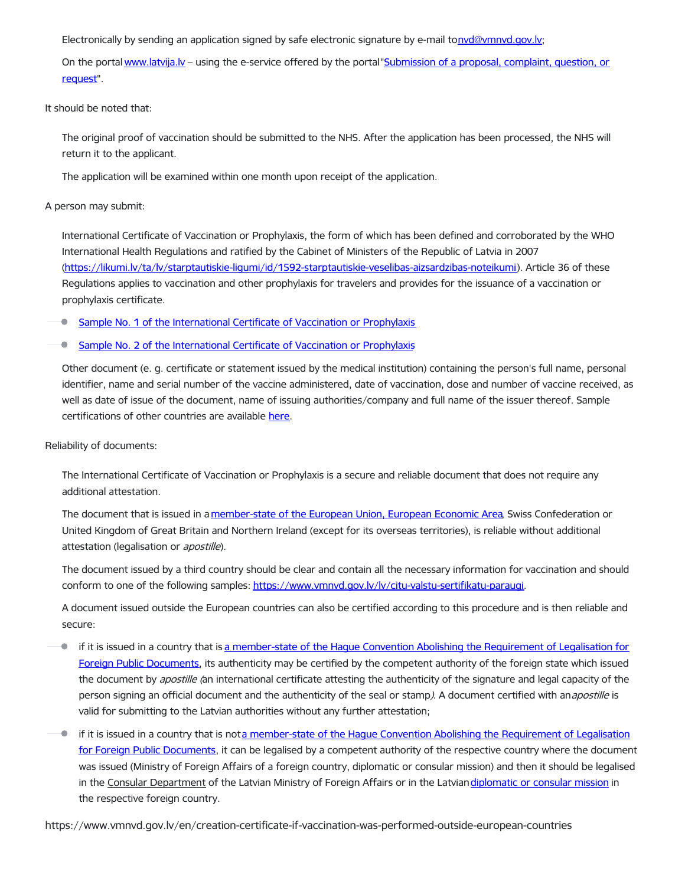Electronically by sending an application signed by safe electronic signature by e-mail to nvd@vmnvd.gov.lv;

On the portal www.latvija.lv – using the e-service offered by the portal "Submission of a proposal, complaint, question, or request".

It should be noted that:

The original proof of vaccination should be submitted to the NHS. After the application has been processed, the NHS will return it to the applicant.

The application will be examined within one month upon receipt of the application.

A person may submit:

International Certificate of Vaccination or Prophylaxis, the form of which has been defined and corroborated by the WHO International Health Regulations and ratified by the Cabinet of Ministers of the Republic of Latvia in 2007 (https://likumi.lv/ta/lv/starptautiskie-ligumi/id/1592-starptautiskie-veselibas-aizsardzibas-noteikumi). Article 36 of these Regulations applies to vaccination and other prophylaxis for travelers and provides for the issuance of a vaccination or prophylaxis certificate.

- Sample No. 1 of the International Certificate of Vaccination or Prophylaxis
- Sample No. 2 of the International Certificate of Vaccination or Prophylaxis

Other document (e. g. certificate or statement issued by the medical institution) containing the person's full name, personal identifier, name and serial number of the vaccine administered, date of vaccination, dose and number of vaccine received, as well as date of issue of the document, name of issuing authorities/company and full name of the issuer thereof. Sample certifications of other countries are available here.

Reliability of documents:

The International Certificate of Vaccination or Prophylaxis is a secure and reliable document that does not require any additional attestation.

The document that is issued in a member-state of the European Union, European Economic Area, Swiss Confederation or United Kingdom of Great Britain and Northern Ireland (except for its overseas territories), is reliable without additional attestation (legalisation or *apostille*).

The document issued by a third country should be clear and contain all the necessary information for vaccination and should conform to one of the following samples: https://www.vmnvd.gov.lv/lv/citu-valstu-sertifikatu-paraugi.

A document issued outside the European countries can also be certified according to this procedure and is then reliable and secure:

- if it is issued in a country that is a member-state of the Hague Convention Abolishing the Requirement of Legalisation for Foreign Public Documents, its authenticity may be certified by the competent authority of the foreign state which issued the document by *apostille* (an international certificate attesting the authenticity of the signature and legal capacity of the person signing an official document and the authenticity of the seal or stamp). A document certified with an *apostille* is valid for submitting to the Latvian authorities without any further attestation;
- if it is issued in a country that is not a member-state of the Hague Convention Abolishing the Requirement of Legalisation for Foreign Public Documents, it can be legalised by a competent authority of the respective country where the document was issued (Ministry of Foreign Affairs of a foreign country, diplomatic or consular mission) and then it should be legalised in the Consular Department of the Latvian Ministry of Foreign Affairs or in the Latvian diplomatic or consular mission in the respective foreign country.

https://www.vmnvd.gov.lv/en/creation-certificate-if-vaccination-was-performed-outside-european-countries